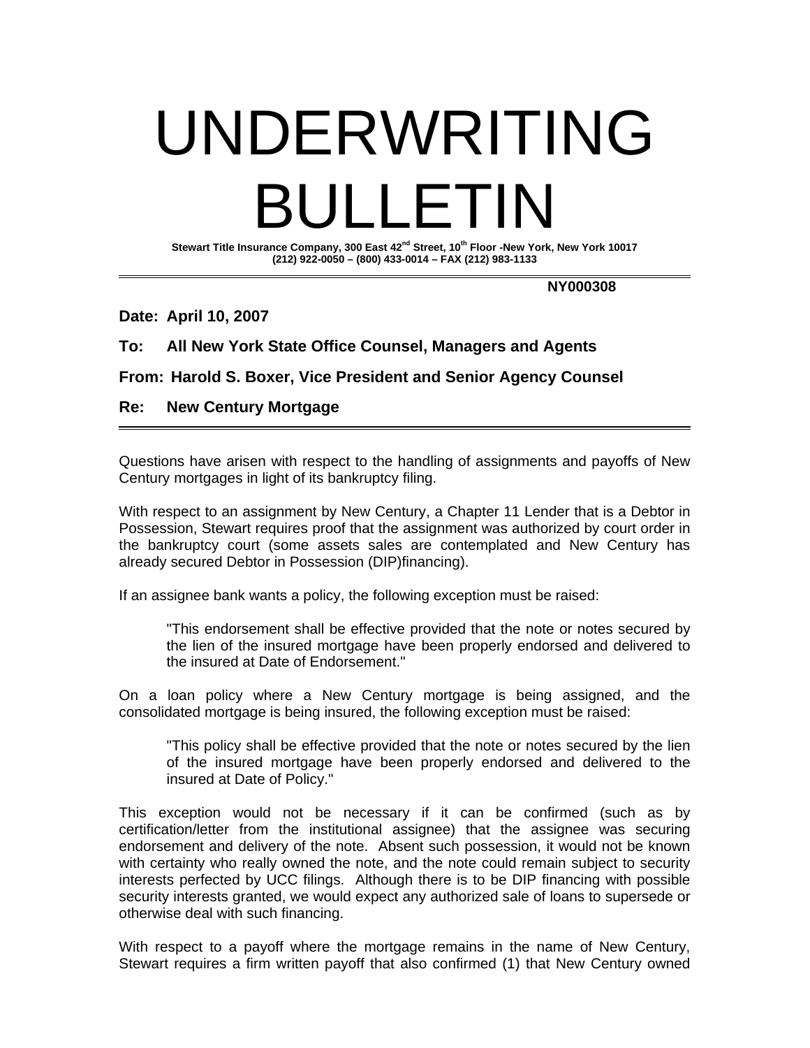# UNDERWRITING BULLETIN

**Stewart Title Insurance Company, 300 East 42nd Street, 10th Floor -New York, New York 10017**
**(212) 922-0050 – (800) 433-0014 – FAX (212) 983-1133**

**NY000308**

**Date: April 10, 2007**

**To: All New York State Office Counsel, Managers and Agents**

**From: Harold S. Boxer, Vice President and Senior Agency Counsel**

**Re: New Century Mortgage**

---

Questions have arisen with respect to the handling of assignments and payoffs of New Century mortgages in light of its bankruptcy filing.

With respect to an assignment by New Century, a Chapter 11 Lender that is a Debtor in Possession, Stewart requires proof that the assignment was authorized by court order in the bankruptcy court (some assets sales are contemplated and New Century has already secured Debtor in Possession (DIP)financing).

If an assignee bank wants a policy, the following exception must be raised:

> "This endorsement shall be effective provided that the note or notes secured by the lien of the insured mortgage have been properly endorsed and delivered to the insured at Date of Endorsement."

On a loan policy where a New Century mortgage is being assigned, and the consolidated mortgage is being insured, the following exception must be raised:

> "This policy shall be effective provided that the note or notes secured by the lien of the insured mortgage have been properly endorsed and delivered to the insured at Date of Policy."

This exception would not be necessary if it can be confirmed (such as by certification/letter from the institutional assignee) that the assignee was securing endorsement and delivery of the note. Absent such possession, it would not be known with certainty who really owned the note, and the note could remain subject to security interests perfected by UCC filings. Although there is to be DIP financing with possible security interests granted, we would expect any authorized sale of loans to supersede or otherwise deal with such financing.

With respect to a payoff where the mortgage remains in the name of New Century, Stewart requires a firm written payoff that also confirmed (1) that New Century owned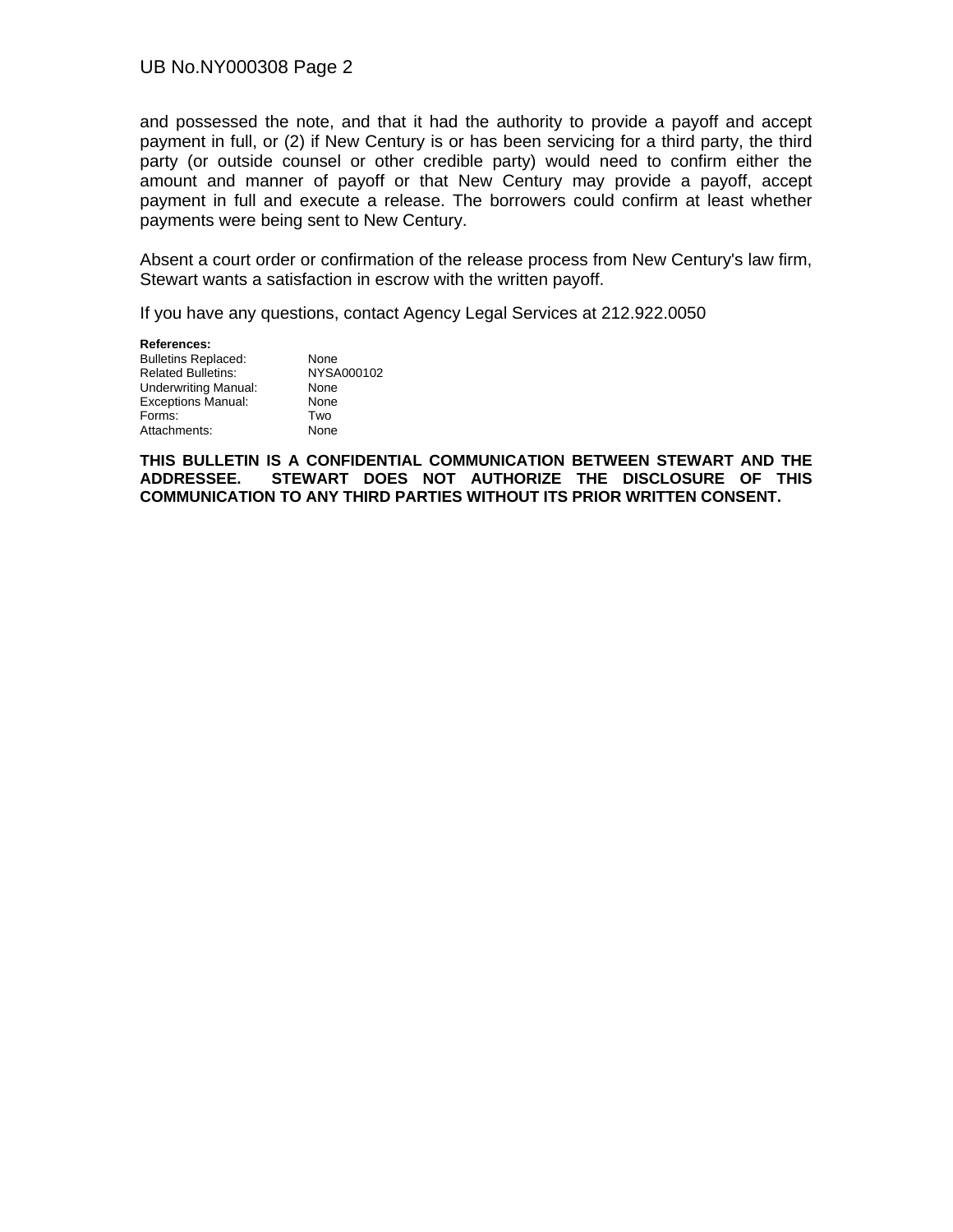and possessed the note, and that it had the authority to provide a payoff and accept payment in full, or (2) if New Century is or has been servicing for a third party, the third party (or outside counsel or other credible party) would need to confirm either the amount and manner of payoff or that New Century may provide a payoff, accept payment in full and execute a release. The borrowers could confirm at least whether payments were being sent to New Century.

Absent a court order or confirmation of the release process from New Century's law firm, Stewart wants a satisfaction in escrow with the written payoff.

If you have any questions, contact Agency Legal Services at 212.922.0050

**References:**

| | |
|---|---|
| Bulletins Replaced: | None |
| Related Bulletins: | NYSA000102 |
| Underwriting Manual: | None |
| Exceptions Manual: | None |
| Forms: | Two |
| Attachments: | None |

**THIS BULLETIN IS A CONFIDENTIAL COMMUNICATION BETWEEN STEWART AND THE ADDRESSEE. STEWART DOES NOT AUTHORIZE THE DISCLOSURE OF THIS COMMUNICATION TO ANY THIRD PARTIES WITHOUT ITS PRIOR WRITTEN CONSENT.**